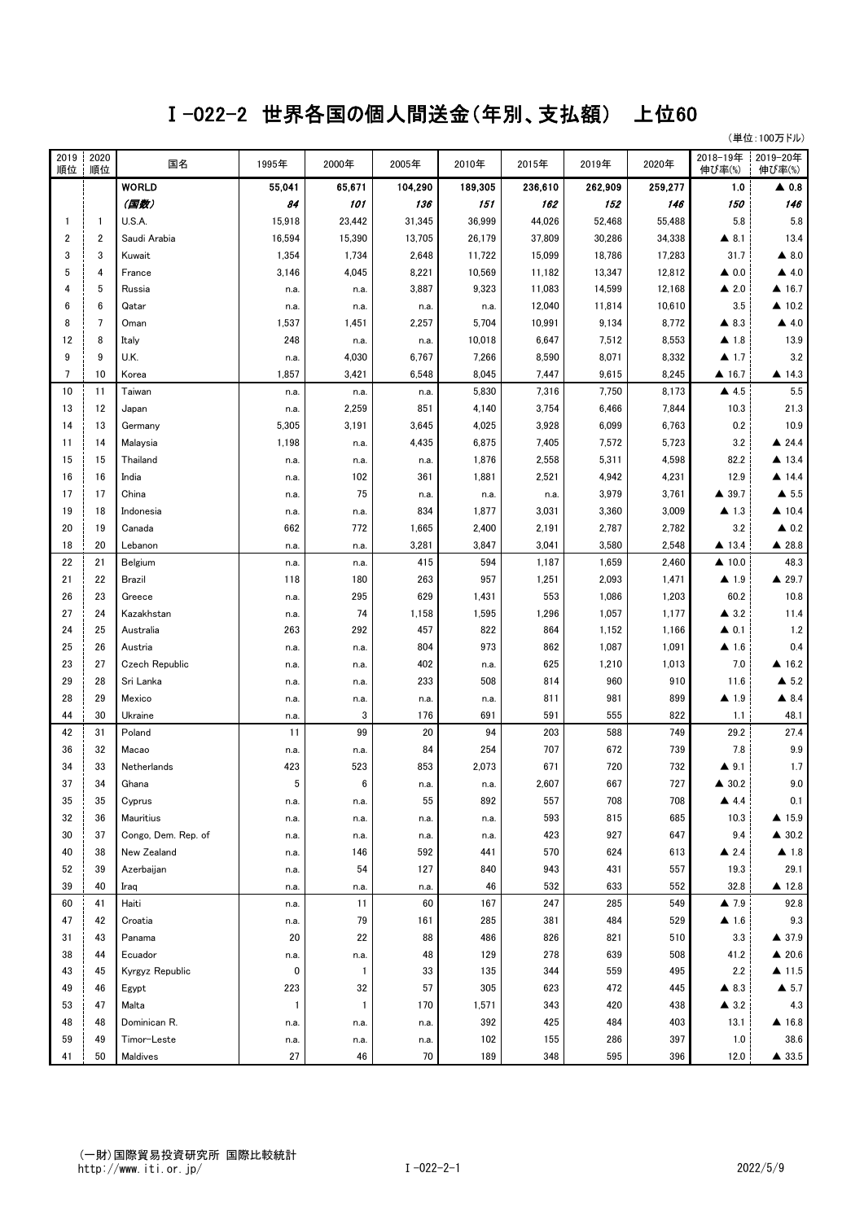# I-022-2 世界各国の個人間送金(年別、支払額) 上位60

(単位:100万ドル)

| 2019順位 | 2020順位 | 国名 | 1995年 | 2000年 | 2005年 | 2010年 | 2015年 | 2019年 | 2020年 | 2018-19年伸び率(%) | 2019-20年伸び率(%) |
|---|---|---|---|---|---|---|---|---|---|---|---|
| | | **WORLD** | **55,041** | **65,671** | **104,290** | **189,305** | **236,610** | **262,909** | **259,277** | **1.0** | **▲ 0.8** |
| | | ***(国数)*** | ***84*** | ***101*** | ***136*** | ***151*** | ***162*** | ***152*** | ***146*** | ***150*** | ***146*** |
| 1 | 1 | U.S.A. | 15,918 | 23,442 | 31,345 | 36,999 | 44,026 | 52,468 | 55,488 | 5.8 | 5.8 |
| 2 | 2 | Saudi Arabia | 16,594 | 15,390 | 13,705 | 26,179 | 37,809 | 30,286 | 34,338 | ▲ 8.1 | 13.4 |
| 3 | 3 | Kuwait | 1,354 | 1,734 | 2,648 | 11,722 | 15,099 | 18,786 | 17,283 | 31.7 | ▲ 8.0 |
| 5 | 4 | France | 3,146 | 4,045 | 8,221 | 10,569 | 11,182 | 13,347 | 12,812 | ▲ 0.0 | ▲ 4.0 |
| 4 | 5 | Russia | n.a. | n.a. | 3,887 | 9,323 | 11,083 | 14,599 | 12,168 | ▲ 2.0 | ▲ 16.7 |
| 6 | 6 | Qatar | n.a. | n.a. | n.a. | n.a. | 12,040 | 11,814 | 10,610 | 3.5 | ▲ 10.2 |
| 8 | 7 | Oman | 1,537 | 1,451 | 2,257 | 5,704 | 10,991 | 9,134 | 8,772 | ▲ 8.3 | ▲ 4.0 |
| 12 | 8 | Italy | 248 | n.a. | n.a. | 10,018 | 6,647 | 7,512 | 8,553 | ▲ 1.8 | 13.9 |
| 9 | 9 | U.K. | n.a. | 4,030 | 6,767 | 7,266 | 8,590 | 8,071 | 8,332 | ▲ 1.7 | 3.2 |
| 7 | 10 | Korea | 1,857 | 3,421 | 6,548 | 8,045 | 7,447 | 9,615 | 8,245 | ▲ 16.7 | ▲ 14.3 |
| 10 | 11 | Taiwan | n.a. | n.a. | n.a. | 5,830 | 7,316 | 7,750 | 8,173 | ▲ 4.5 | 5.5 |
| 13 | 12 | Japan | n.a. | 2,259 | 851 | 4,140 | 3,754 | 6,466 | 7,844 | 10.3 | 21.3 |
| 14 | 13 | Germany | 5,305 | 3,191 | 3,645 | 4,025 | 3,928 | 6,099 | 6,763 | 0.2 | 10.9 |
| 11 | 14 | Malaysia | 1,198 | n.a. | 4,435 | 6,875 | 7,405 | 7,572 | 5,723 | 3.2 | ▲ 24.4 |
| 15 | 15 | Thailand | n.a. | n.a. | n.a. | 1,876 | 2,558 | 5,311 | 4,598 | 82.2 | ▲ 13.4 |
| 16 | 16 | India | n.a. | 102 | 361 | 1,881 | 2,521 | 4,942 | 4,231 | 12.9 | ▲ 14.4 |
| 17 | 17 | China | n.a. | 75 | n.a. | n.a. | n.a. | 3,979 | 3,761 | ▲ 39.7 | ▲ 5.5 |
| 19 | 18 | Indonesia | n.a. | n.a. | 834 | 1,877 | 3,031 | 3,360 | 3,009 | ▲ 1.3 | ▲ 10.4 |
| 20 | 19 | Canada | 662 | 772 | 1,665 | 2,400 | 2,191 | 2,787 | 2,782 | 3.2 | ▲ 0.2 |
| 18 | 20 | Lebanon | n.a. | n.a. | 3,281 | 3,847 | 3,041 | 3,580 | 2,548 | ▲ 13.4 | ▲ 28.8 |
| 22 | 21 | Belgium | n.a. | n.a. | 415 | 594 | 1,187 | 1,659 | 2,460 | ▲ 10.0 | 48.3 |
| 21 | 22 | Brazil | 118 | 180 | 263 | 957 | 1,251 | 2,093 | 1,471 | ▲ 1.9 | ▲ 29.7 |
| 26 | 23 | Greece | n.a. | 295 | 629 | 1,431 | 553 | 1,086 | 1,203 | 60.2 | 10.8 |
| 27 | 24 | Kazakhstan | n.a. | 74 | 1,158 | 1,595 | 1,296 | 1,057 | 1,177 | ▲ 3.2 | 11.4 |
| 24 | 25 | Australia | 263 | 292 | 457 | 822 | 864 | 1,152 | 1,166 | ▲ 0.1 | 1.2 |
| 25 | 26 | Austria | n.a. | n.a. | 804 | 973 | 862 | 1,087 | 1,091 | ▲ 1.6 | 0.4 |
| 23 | 27 | Czech Republic | n.a. | n.a. | 402 | n.a. | 625 | 1,210 | 1,013 | 7.0 | ▲ 16.2 |
| 29 | 28 | Sri Lanka | n.a. | n.a. | 233 | 508 | 814 | 960 | 910 | 11.6 | ▲ 5.2 |
| 28 | 29 | Mexico | n.a. | n.a. | n.a. | n.a. | 811 | 981 | 899 | ▲ 1.9 | ▲ 8.4 |
| 44 | 30 | Ukraine | n.a. | 3 | 176 | 691 | 591 | 555 | 822 | 1.1 | 48.1 |
| 42 | 31 | Poland | 11 | 99 | 20 | 94 | 203 | 588 | 749 | 29.2 | 27.4 |
| 36 | 32 | Macao | n.a. | n.a. | 84 | 254 | 707 | 672 | 739 | 7.8 | 9.9 |
| 34 | 33 | Netherlands | 423 | 523 | 853 | 2,073 | 671 | 720 | 732 | ▲ 9.1 | 1.7 |
| 37 | 34 | Ghana | 5 | 6 | n.a. | n.a. | 2,607 | 667 | 727 | ▲ 30.2 | 9.0 |
| 35 | 35 | Cyprus | n.a. | n.a. | 55 | 892 | 557 | 708 | 708 | ▲ 4.4 | 0.1 |
| 32 | 36 | Mauritius | n.a. | n.a. | n.a. | n.a. | 593 | 815 | 685 | 10.3 | ▲ 15.9 |
| 30 | 37 | Congo, Dem. Rep. of | n.a. | n.a. | n.a. | n.a. | 423 | 927 | 647 | 9.4 | ▲ 30.2 |
| 40 | 38 | New Zealand | n.a. | 146 | 592 | 441 | 570 | 624 | 613 | ▲ 2.4 | ▲ 1.8 |
| 52 | 39 | Azerbaijan | n.a. | 54 | 127 | 840 | 943 | 431 | 557 | 19.3 | 29.1 |
| 39 | 40 | Iraq | n.a. | n.a. | n.a. | 46 | 532 | 633 | 552 | 32.8 | ▲ 12.8 |
| 60 | 41 | Haiti | n.a. | 11 | 60 | 167 | 247 | 285 | 549 | ▲ 7.9 | 92.8 |
| 47 | 42 | Croatia | n.a. | 79 | 161 | 285 | 381 | 484 | 529 | ▲ 1.6 | 9.3 |
| 31 | 43 | Panama | 20 | 22 | 88 | 486 | 826 | 821 | 510 | 3.3 | ▲ 37.9 |
| 38 | 44 | Ecuador | n.a. | n.a. | 48 | 129 | 278 | 639 | 508 | 41.2 | ▲ 20.6 |
| 43 | 45 | Kyrgyz Republic | 0 | 1 | 33 | 135 | 344 | 559 | 495 | 2.2 | ▲ 11.5 |
| 49 | 46 | Egypt | 223 | 32 | 57 | 305 | 623 | 472 | 445 | ▲ 8.3 | ▲ 5.7 |
| 53 | 47 | Malta | 1 | 1 | 170 | 1,571 | 343 | 420 | 438 | ▲ 3.2 | 4.3 |
| 48 | 48 | Dominican R. | n.a. | n.a. | n.a. | 392 | 425 | 484 | 403 | 13.1 | ▲ 16.8 |
| 59 | 49 | Timor-Leste | n.a. | n.a. | n.a. | 102 | 155 | 286 | 397 | 1.0 | 38.6 |
| 41 | 50 | Maldives | 27 | 46 | 70 | 189 | 348 | 595 | 396 | 12.0 | ▲ 33.5 |

(一財)国際貿易投資研究所 国際比較統計
http://www.iti.or.jp/

2022/5/9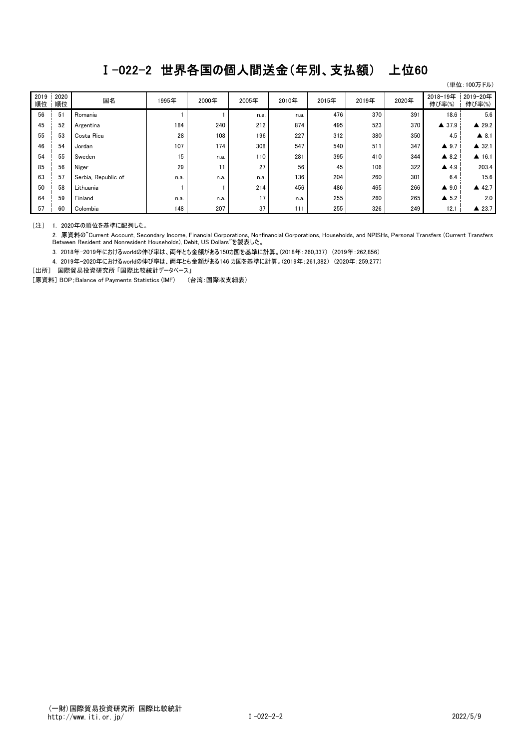# Ｉ-022-2　世界各国の個人間送金（年別、支払額）　上位60

（単位：100万ドル）

| 2019順位 | 2020順位 | 国名 | 1995年 | 2000年 | 2005年 | 2010年 | 2015年 | 2019年 | 2020年 | 2018-19年伸び率(%) | 2019-20年伸び率(%) |
|---|---|---|---|---|---|---|---|---|---|---|---|
| 56 | 51 | Romania | 1 | 1 | n.a. | n.a. | 476 | 370 | 391 | 18.6 | 5.6 |
| 45 | 52 | Argentina | 184 | 240 | 212 | 874 | 495 | 523 | 370 | ▲ 37.9 | ▲ 29.2 |
| 55 | 53 | Costa Rica | 28 | 108 | 196 | 227 | 312 | 380 | 350 | 4.5 | ▲ 8.1 |
| 46 | 54 | Jordan | 107 | 174 | 308 | 547 | 540 | 511 | 347 | ▲ 9.7 | ▲ 32.1 |
| 54 | 55 | Sweden | 15 | n.a. | 110 | 281 | 395 | 410 | 344 | ▲ 8.2 | ▲ 16.1 |
| 85 | 56 | Niger | 29 | 11 | 27 | 56 | 45 | 106 | 322 | ▲ 4.9 | 203.4 |
| 63 | 57 | Serbia, Republic of | n.a. | n.a. | n.a. | 136 | 204 | 260 | 301 | 6.4 | 15.6 |
| 50 | 58 | Lithuania | 1 | 1 | 214 | 456 | 486 | 465 | 266 | ▲ 9.0 | ▲ 42.7 |
| 64 | 59 | Finland | n.a. | n.a. | 17 | n.a. | 255 | 260 | 265 | ▲ 5.2 | 2.0 |
| 57 | 60 | Colombia | 148 | 207 | 37 | 111 | 255 | 326 | 249 | 12.1 | ▲ 23.7 |

［注］ 1. 2020年の順位を基準に配列した。

2. 原資料の"Current Account, Secondary Income, Financial Corporations, Nonfinancial Corporations, Households, and NPISHs, Personal Transfers (Current Transfers Between Resident and Nonresident Households), Debit, US Dollars"を製表した。

3. 2018年-2019年におけるworldの伸び率は、両年とも金額がある150カ国を基準に計算。(2018年：260,337) (2019年：262,856)

4. 2019年-2020年におけるworldの伸び率は、両年とも金額がある146 カ国を基準に計算。(2019年：261,382) (2020年：259,277)

［出所］ 国際貿易投資研究所「国際比較統計データベース」

［原資料］ BOP；Balance of Payments Statistics (IMF)　（台湾：国際収支細表）

(一財)国際貿易投資研究所 国際比較統計
http://www.iti.or.jp/　　Ｉ-022-2-2　　2022/5/9